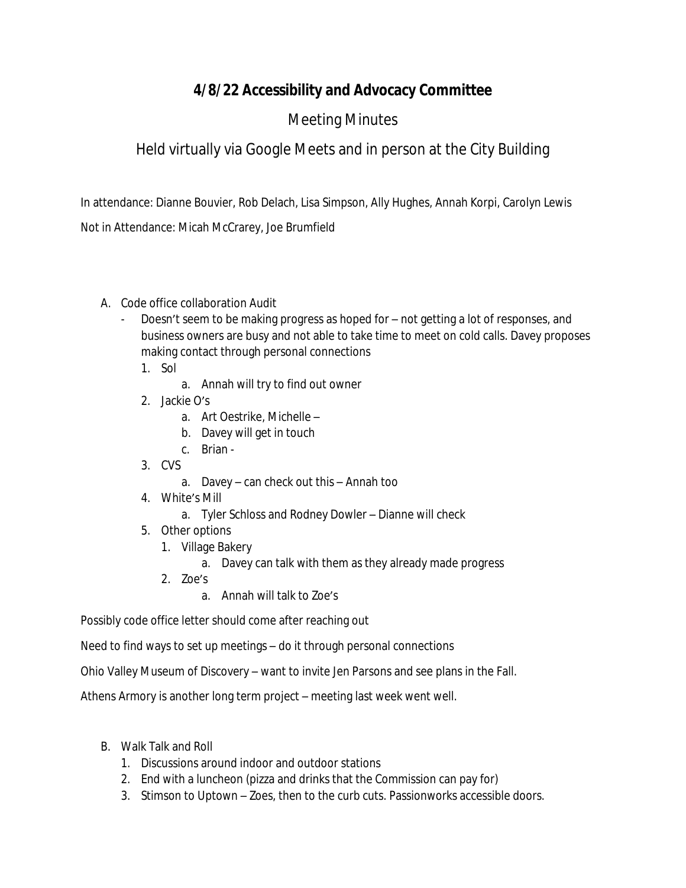# 4/8/22 Accessibility and Advocacy Committee

## Meeting Minutes

## Held virtually via Google Meets and in person at the City Building

In attendance: Dianne Bouvier, Rob Delach, Lisa Simpson, Ally Hughes, Annah Korpi, Carolyn Lewis

Not in Attendance: Micah McCrarey, Joe Brumfield

A. Code office collaboration Audit
   - Doesn't seem to be making progress as hoped for – not getting a lot of responses, and business owners are busy and not able to take time to meet on cold calls. Davey proposes making contact through personal connections
     1. Sol
        a. Annah will try to find out owner
     2. Jackie O's
        a. Art Oestrike, Michelle –
        b. Davey will get in touch
        c. Brian -
     3. CVS
        a. Davey – can check out this – Annah too
     4. White's Mill
        a. Tyler Schloss and Rodney Dowler – Dianne will check
     5. Other options
        1. Village Bakery
           a. Davey can talk with them as they already made progress
        2. Zoe's
           a. Annah will talk to Zoe's

Possibly code office letter should come after reaching out

Need to find ways to set up meetings – do it through personal connections

Ohio Valley Museum of Discovery – want to invite Jen Parsons and see plans in the Fall.

Athens Armory is another long term project – meeting last week went well.

B. Walk Talk and Roll
   1. Discussions around indoor and outdoor stations
   2. End with a luncheon (pizza and drinks that the Commission can pay for)
   3. Stimson to Uptown – Zoes, then to the curb cuts. Passionworks accessible doors.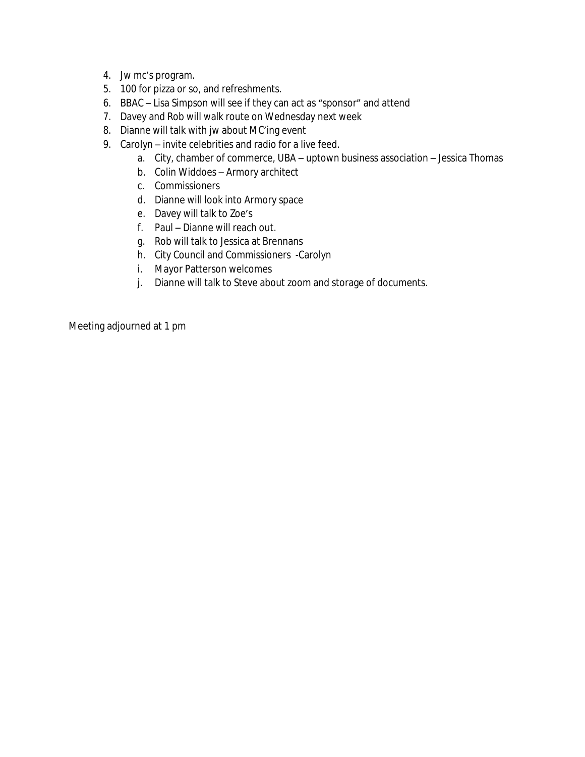4. Jw mc's program.
5. 100 for pizza or so, and refreshments.
6. BBAC – Lisa Simpson will see if they can act as "sponsor" and attend
7. Davey and Rob will walk route on Wednesday next week
8. Dianne will talk with jw about MC'ing event
9. Carolyn – invite celebrities and radio for a live feed.
   a. City, chamber of commerce, UBA – uptown business association – Jessica Thomas
   b. Colin Widdoes – Armory architect
   c. Commissioners
   d. Dianne will look into Armory space
   e. Davey will talk to Zoe's
   f. Paul – Dianne will reach out.
   g. Rob will talk to Jessica at Brennans
   h. City Council and Commissioners -Carolyn
   i. Mayor Patterson welcomes
   j. Dianne will talk to Steve about zoom and storage of documents.

Meeting adjourned at 1 pm